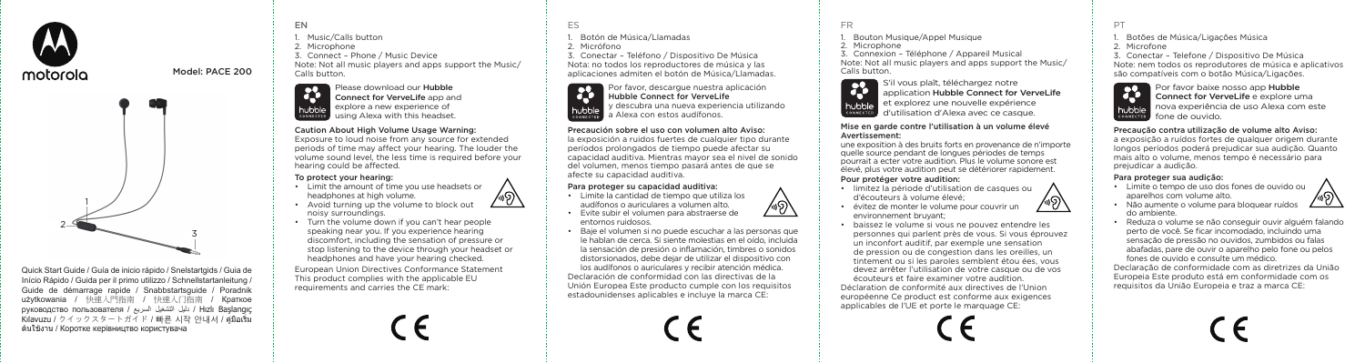motorola

Model: PACE 200

1

2

3

Quick Start Guide / Guía de inicio rápido / Snelstartgids / Guia de Início Rápido / Guida per il primo utilizzo / Schnellstartanleitung / Guide de démarrage rapide / Snabbstartsguide / Poradnik użytkowania / 快速入門指南 / 快速入门指南 / Краткое руководство пользователя / دليل التشغيل السريع / Hızlı Başlangıç Kılavuzu / クイックスタートガイド / 빠른 시작 안내서 / คู่มือเริ่มต้นใช้งาน / Коротке керівництво користувача

## EN

1. Music/Calls button
2. Microphone
3. Conectar – Phone / Music Device

Note: Not all music players and apps support the Music/ Calls button.

Please download our **Hubble Connect for VerveLife** app and explore a new experience of using Alexa with this headset.

### Caution About High Volume Usage Warning:

Exposure to loud noise from any source for extended periods of time may affect your hearing. The louder the volume sound level, the less time is required before your hearing could be affected.

**To protect your hearing:**

- Limit the amount of time you use headsets or headphones at high volume.
- Avoid turning up the volume to block out noisy surroundings.
- Turn the volume down if you can't hear people speaking near you. If you experience hearing discomfort, including the sensation of pressure or stop listening to the device through your headset or headphones and have your hearing checked.

European Union Directives Conformance Statement
This product complies with the applicable EU requirements and carries the CE mark:

CE

## ES

1. Botón de Música/Llamadas
2. Micrófono
3. Conectar – Teléfono / Dispositivo De Música

Nota: no todos los reproductores de música y las aplicaciones admiten el botón de Música/Llamadas.

Por favor, descargue nuestra aplicación **Hubble Connect for VerveLife** y descubra una nueva experiencia utilizando a Alexa con estos audífonos.

### Precaución sobre el uso con volumen alto Aviso:

la exposición a ruidos fuertes de cualquier tipo durante períodos prolongados de tiempo puede afectar su capacidad auditiva. Mientras mayor sea el nivel de sonido del volumen, menos tiempo pasará antes de que se afecte su capacidad auditiva.

**Para proteger su capacidad auditiva:**

- Limite la cantidad de tiempo que utiliza los audífonos o auriculares a volumen alto.
- Evite subir el volumen para abstraerse de entornos ruidosos.
- Baje el volumen si no puede escuchar a las personas que le hablan de cerca. Si siente molestias en el oído, incluida la sensación de presión o inflamación, timbres o sonidos distorsionados, deje de utilizar el dispositivo con los audífonos o auriculares y reciba atención médica.

Declaración de conformidad con las directivas de la Unión Europea Este producto cumple con los requisitos estadounidenses aplicables e incluye la marca CE:

CE

## FR

1. Bouton Musique/Appel Musique
2. Microphone
3. Connexion – Téléphone / Appareil Musical

Note: Not all music players and apps support the Music/ Calls button.

S'il vous plaît, téléchargez notre application **Hubble Connect for VerveLife** et explorez une nouvelle expérience d'utilisation d'Alexa avec ce casque.

### Mise en garde contre l'utilisation à un volume élevé Avertissement:

une exposition à des bruits forts en provenance de n'importe quelle source pendant de longues périodes de temps pourrait a ecter votre audition. Plus le volume sonore est élevé, plus votre audition peut se détériorer rapidement.

**Pour protéger votre audition:**

- limitez la période d'utilisation de casques ou d'écouteurs à volume élevé;
- évitez de monter le volume pour couvrir un environnement bruyant;
- baissez le volume si vous ne pouvez entendre les personnes qui parlent près de vous. Si vous éprouvez un inconfort auditif, par exemple une sensation de pression ou de congestion dans les oreilles, un tintement ou si les paroles semblent étou ées, vous devez arrêter l'utilisation de votre casque ou de vos écouteurs et faire examiner votre audition.

Déclaration de conformité aux directives de l'Union européenne Ce produit est conforme aux exigences applicables de l'UE et porte le marquage CE:

CE

## PT

1. Botões de Música/Ligações Música
2. Microfone
3. Conectar – Telefone / Dispositivo De Música

Note: nem todos os reprodutores de música e aplicativos são compatíveis com o botão Música/Ligações.

Por favor baixe nosso app **Hubble Connect for VerveLife** e explore uma nova experiência do uso Alexa com este fone de ouvido.

### Precaução contra utilização de volume alto Aviso:

a exposição a ruídos fortes de qualquer origem durante longos períodos poderá prejudicar sua audição. Quanto mais alto o volume, menos tempo é necessário para prejudicar a audição.

**Para proteger sua audição:**

- Limite o tempo de uso dos fones de ouvido ou aparelhos com volume alto.
- Não aumente o volume para bloquear ruídos do ambiente.
- Reduza o volume se não conseguir ouvir alguém falando perto de você. Se ficar incomodado, incluindo uma sensação de pressão nos ouvidos, zumbidos ou falas abafadas, pare de ouvir o aparelho pelo fone ou pelos fones de ouvido e consulte um médico.

Declaração de conformidade com as diretrizes da União Europeia Este produto está em conformidade com os requisitos da União Europeia e traz a marca CE:

CE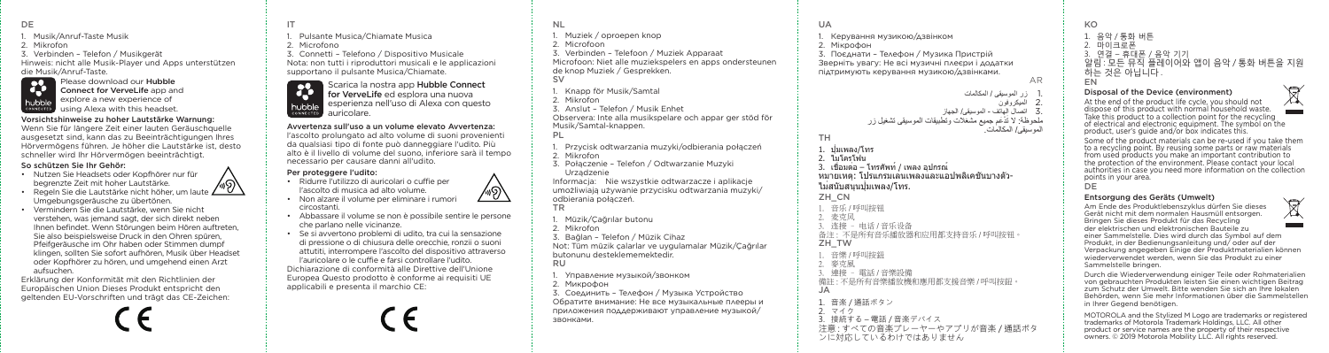## DE

1. Musik/Anruf-Taste Musik
2. Mikrofon
3. Verbinden – Telefon / Musikgerät

Hinweis: nicht alle Musik-Player und Apps unterstützen die Musik/Anruf-Taste.

Please download our **Hubble Connect for VerveLife** app and explore a new experience of using Alexa with this headset.

**Vorsichtshinweise zu hoher Lautstärke Warnung:**
Wenn Sie für längere Zeit einer lauten Geräuschquelle ausgesetzt sind, kann das zu Beeinträchtigungen Ihres Hörvermögens führen. Je höher die Lautstärke ist, desto schneller wird Ihr Hörvermögen beeinträchtigt.

**So schützen Sie Ihr Gehör:**

- Nutzen Sie Headsets oder Kopfhörer nur für begrenzte Zeit mit hoher Lautstärke.
- Regeln Sie die Lautstärke nicht höher, um laute Umgebungsgeräusche zu übertönen.
- Vermindern Sie die Lautstärke, wenn Sie nicht verstehen, was jemand sagt, der sich direkt neben Ihnen befindet. Wenn Störungen beim Hören auftreten, Sie also beispielsweise Druck in den Ohren spüren, Pfeifgeräusche im Ohr haben oder Stimmen dumpf klingen, sollten Sie sofort aufhören, Musik über Headset oder Kopfhörer zu hören, und umgehend einen Arzt aufsuchen.

Erklärung der Konformität mit den Richtlinien der Europäischen Union Dieses Produkt entspricht den geltenden EU-Vorschriften und trägt das CE-Zeichen:

CE

## IT

1. Pulsante Musica/Chiamate Musica
2. Microfono
3. Connetti – Telefono / Dispositivo Musicale

Nota: non tutti i riproduttori musicali e le applicazioni supportano il pulsante Musica/Chiamate.

Scarica la nostra app **Hubble Connect for VerveLife** ed esplora una nuova esperienza nell'uso di Alexa con questo auricolare.

**Avvertenza sull'uso a un volume elevato Avvertenza:**
l'ascolto prolungato ad alto volume di suoni provenienti da qualsiasi tipo di fonte può danneggiare l'udito. Più alto è il livello di volume del suono, inferiore sarà il tempo necessario per causare danni all'udito.

**Per proteggere l'udito:**

- Ridurre l'utilizzo di auricolari o cuffie per l'ascolto di musica ad alto volume.
- Non alzare il volume per eliminare i rumori circostanti.
- Abbassare il volume se non è possibile sentire le persone che parlano nelle vicinanze.
- Se si avvertono problemi di udito, tra cui la sensazione di pressione o di chiusura delle orecchie, ronzii o suoni attutiti, interrompere l'ascolto del dispositivo attraverso l'auricolare o le cuffie e farsi controllare l'udito.

Dichiarazione di conformità alle Direttive dell'Unione Europea Questo prodotto è conforme ai requisiti UE applicabili e presenta il marchio CE:

CE

## NL

1. Muziek / oproepen knop
2. Microfoon
3. Verbinden – Telefoon / Muziek Apparaat

Microfoon: Niet alle muziekspelers en apps ondersteunen de knop Muziek / Gesprekken.

## SV

1. Knapp för Musik/Samtal
2. Mikrofon
3. Anslut – Telefon / Musik Enhet

Observera: Inte alla musikspelare och appar ger stöd för Musik/Samtal-knappen.

## PL

1. Przycisk odtwarzania muzyki/odbierania połączeń
2. Mikrofon
3. Połączenie – Telefon / Odtwarzanie Muzyki Urządzenie

Informacja: Nie wszystkie odtwarzacze i aplikacje umożliwiają używanie przycisku odtwarzania muzyki/ odbierania połączeń.

## TR

1. Müzik/Çağrılar butonu
2. Mikrofon
3. Bağlan – Telefon / Müzik Cihaz

Not: Tüm müzik çalarlar ve uygulamalar Müzik/Çağrılar butonunu desteklememektedir.

## RU

1. Управление музыкой/звонком
2. Микрофон
3. Соединить – Телефон / Музыка Устройство

Обратите внимание: Не все музыкальные плееры и приложения поддерживают управление музыкой/звонками.

## UA

1. Керування музикою/дзвінком
2. Мікрофон
3. Поєднати – Телефон / Музика Пристрій

Зверніть увагу: Не всі музичні плеєри і додатки підтримують керування музикою/дзвінками.

## AR

1. زر الموسيقى / المكالمات
2. الميكروفون
3. اتصال الهاتف - الموسيقى/ الجهاز

ملحوظة: لا تدعم جميع مشغلات وتطبيقات الموسيقى تشغيل زر الموسيقى/ المكالمات.

## TH

1. ปุ่มเพลง/โทร
2. ไมโครโฟน
3. เชื่อมต่อ – โทรศัพท์ / เพลง อุปกรณ์

หมายเหตุ: โปรแกรมเล่นเพลงและแอปพลิเคชันบางตัวไม่สนับสนุนปุ่มเพลง/โทร.

## ZH_CN

1. 音乐 / 呼叫按钮
2. 麦克风
3. 连接 – 电话 / 音乐设备

备注：不是所有音乐播放器和应用都支持音乐 / 呼叫按钮。

## ZH_TW

1. 音樂 / 呼叫按鈕
2. 麥克風
3. 連接 – 電話 / 音樂設備

備註：不是所有音樂播放機和應用都支援音樂 / 呼叫按鈕。

## JA

1. 音楽 / 通話ボタン
2. マイク
3. 接続する – 電話 / 音楽デバイス

注意：すべての音楽プレーヤーやアプリが音楽 / 通話ボタンに対応しているわけではありません

## KO

1. 음악 / 통화 버튼
2. 마이크로폰
3. 연결 – 휴대폰 / 음악 기기

알림: 모든 뮤직 플레이어와 앱이 음악 / 통화 버튼을 지원하는 것은 아닙니다 .

## EN

**Disposal of the Device (environment)**

At the end of the product life cycle, you should not dispose of this product with normal household waste. Take this product to a collection point for the recycling of electrical and electronic equipment. The symbol on the product, user's guide and/or box indicates this.

Some of the product materials can be re-used if you take them to a recycling point. By reusing some parts or raw materials from used products you make an important contribution to the protection of the environment. Please contact your local authorities in case you need more information on the collection points in your area.

## DE

**Entsorgung des Geräts (Umwelt)**

Am Ende des Produktlebenszyklus dürfen Sie dieses Gerät nicht mit dem normalen Hausmüll entsorgen. Bringen Sie dieses Produkt für das Recycling der elektrischen und elektronischen Bauteile zu einer Sammelstelle. Dies wird durch das Symbol auf dem Produkt, in der Bedienungsanleitung und/ oder auf der Verpackung angegeben Einige der Produktmaterialien können wiederverwendet werden, wenn Sie das Produkt zu einer Sammelstelle bringen.

Durch die Wiederverwendung einiger Teile oder Rohmaterialien von gebrauchten Produkten leisten Sie einen wichtigen Beitrag zum Schutz der Umwelt. Bitte wenden Sie sich an Ihre lokalen Behörden, wenn Sie mehr Informationen über die Sammelstellen in Ihrer Gegend benötigen.

MOTOROLA and the Stylized M Logo are trademarks or registered trademarks of Motorola Trademark Holdings, LLC. All other product or service names are the property of their respective owners. © 2019 Motorola Mobility LLC. All rights reserved.